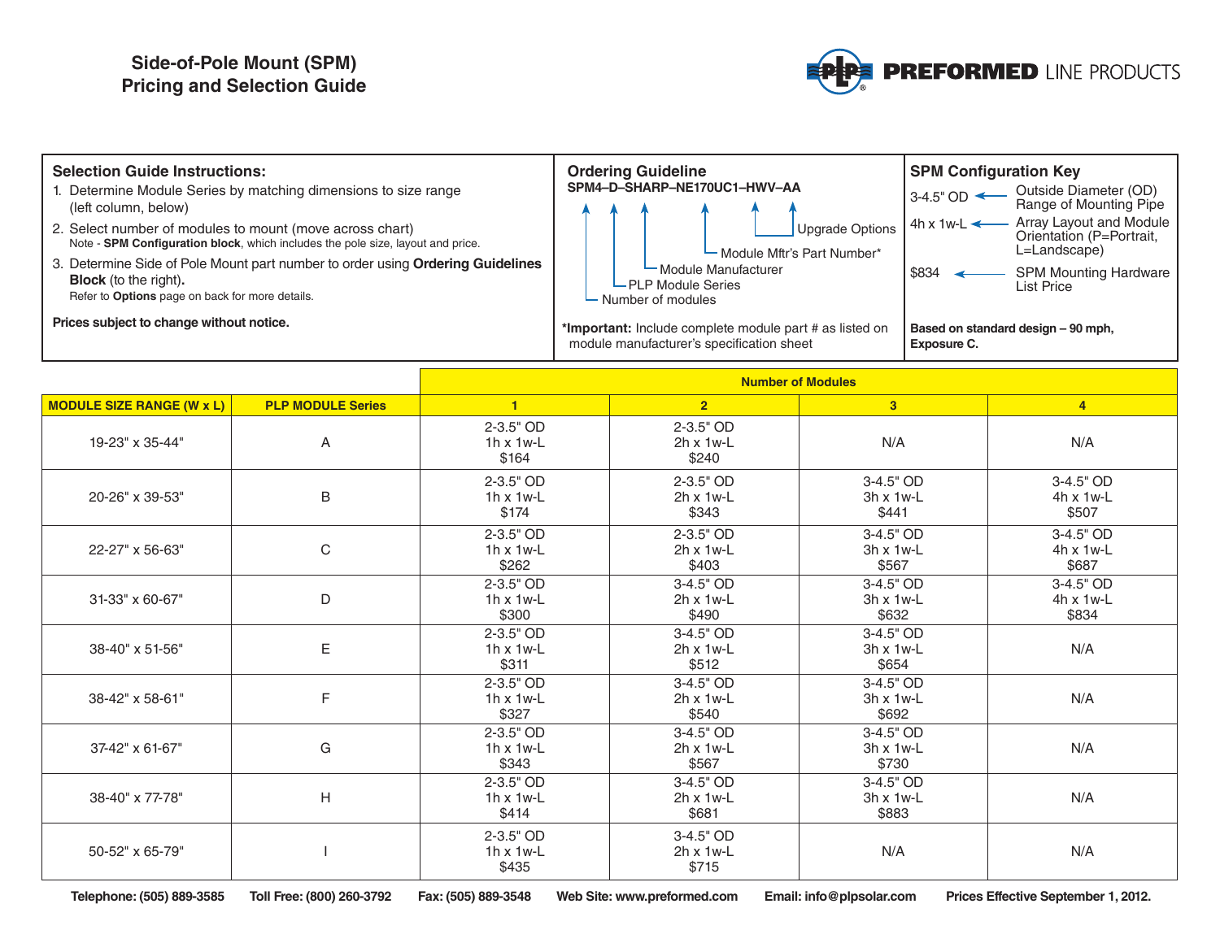# Side-of-Pole Mount (SPM) Pricing and Selection Guide

PREFORMED LINE PRODUCTS

## Selection Guide Instructions:

1. Determine Module Series by matching dimensions to size range (left column, below)
2. Select number of modules to mount (move across chart)
   Note - **SPM Configuration block**, which includes the pole size, layout and price.
3. Determine Side of Pole Mount part number to order using **Ordering Guidelines Block** (to the right).
   Refer to **Options** page on back for more details.

**Prices subject to change without notice.**

## Ordering Guideline

**SPM4–D–SHARP–NE170UC1–HWV–AA**

- Number of modules
- PLP Module Series
- Module Manufacturer
- Module Mftr's Part Number*
- Upgrade Options

***Important:** Include complete module part # as listed on module manufacturer's specification sheet

## SPM Configuration Key

- 3-4.5" OD — Outside Diameter (OD) Range of Mounting Pipe
- 4h x 1w-L — Array Layout and Module Orientation (P=Portrait, L=Landscape)
- $834 — SPM Mounting Hardware List Price

**Based on standard design – 90 mph, Exposure C.**

| | | Number of Modules | | | |
|---|---|---|---|---|---|
| **MODULE SIZE RANGE (W x L)** | **PLP MODULE Series** | **1** | **2** | **3** | **4** |
| 19-23" x 35-44" | A | 2-3.5" OD<br>1h x 1w-L<br>$164 | 2-3.5" OD<br>2h x 1w-L<br>$240 | N/A | N/A |
| 20-26" x 39-53" | B | 2-3.5" OD<br>1h x 1w-L<br>$174 | 2-3.5" OD<br>2h x 1w-L<br>$343 | 3-4.5" OD<br>3h x 1w-L<br>$441 | 3-4.5" OD<br>4h x 1w-L<br>$507 |
| 22-27" x 56-63" | C | 2-3.5" OD<br>1h x 1w-L<br>$262 | 2-3.5" OD<br>2h x 1w-L<br>$403 | 3-4.5" OD<br>3h x 1w-L<br>$567 | 3-4.5" OD<br>4h x 1w-L<br>$687 |
| 31-33" x 60-67" | D | 2-3.5" OD<br>1h x 1w-L<br>$300 | 3-4.5" OD<br>2h x 1w-L<br>$490 | 3-4.5" OD<br>3h x 1w-L<br>$632 | 3-4.5" OD<br>4h x 1w-L<br>$834 |
| 38-40" x 51-56" | E | 2-3.5" OD<br>1h x 1w-L<br>$311 | 3-4.5" OD<br>2h x 1w-L<br>$512 | 3-4.5" OD<br>3h x 1w-L<br>$654 | N/A |
| 38-42" x 58-61" | F | 2-3.5" OD<br>1h x 1w-L<br>$327 | 3-4.5" OD<br>2h x 1w-L<br>$540 | 3-4.5" OD<br>3h x 1w-L<br>$692 | N/A |
| 37-42" x 61-67" | G | 2-3.5" OD<br>1h x 1w-L<br>$343 | 3-4.5" OD<br>2h x 1w-L<br>$567 | 3-4.5" OD<br>3h x 1w-L<br>$730 | N/A |
| 38-40" x 77-78" | H | 2-3.5" OD<br>1h x 1w-L<br>$414 | 3-4.5" OD<br>2h x 1w-L<br>$681 | 3-4.5" OD<br>3h x 1w-L<br>$883 | N/A |
| 50-52" x 65-79" | I | 2-3.5" OD<br>1h x 1w-L<br>$435 | 3-4.5" OD<br>2h x 1w-L<br>$715 | N/A | N/A |

**Telephone: (505) 889-3585  Toll Free: (800) 260-3792  Fax: (505) 889-3548  Web Site: www.preformed.com  Email: info@plpsolar.com  Prices Effective September 1, 2012.**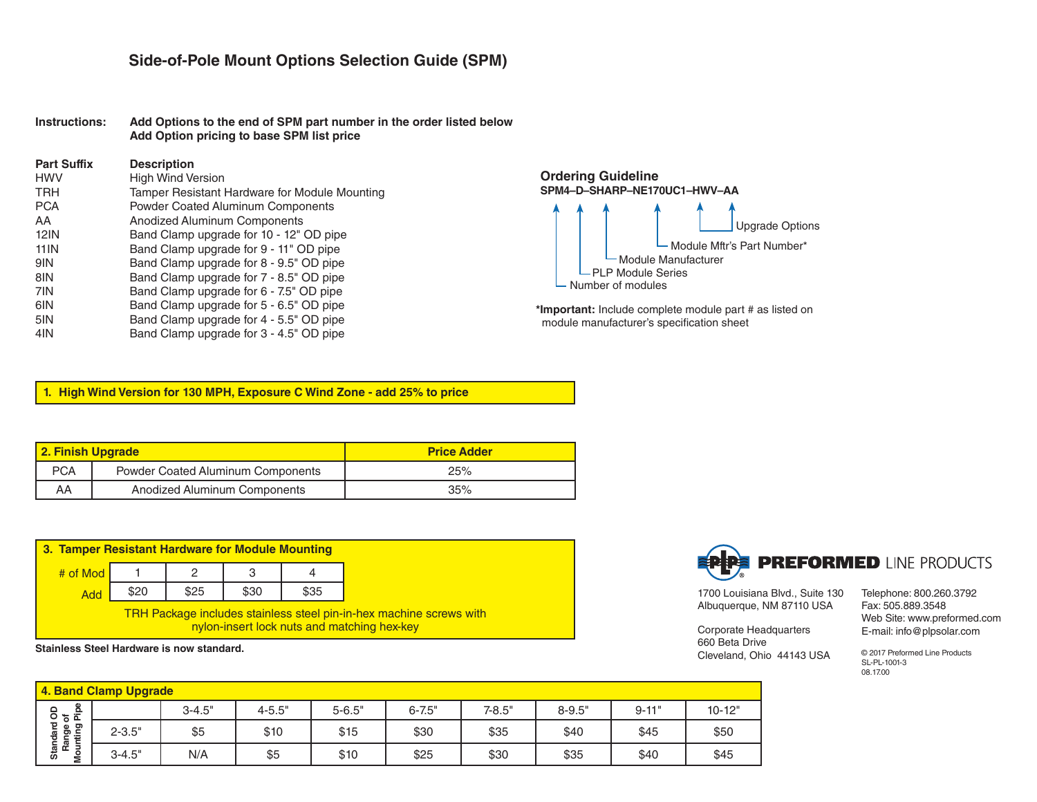# Side-of-Pole Mount Options Selection Guide (SPM)

**Instructions:** **Add Options to the end of SPM part number in the order listed below**
**Add Option pricing to base SPM list price**

| Part Suffix | Description |
|---|---|
| HWV | High Wind Version |
| TRH | Tamper Resistant Hardware for Module Mounting |
| PCA | Powder Coated Aluminum Components |
| AA | Anodized Aluminum Components |
| 12IN | Band Clamp upgrade for 10 - 12" OD pipe |
| 11IN | Band Clamp upgrade for 9 - 11" OD pipe |
| 9IN | Band Clamp upgrade for 8 - 9.5" OD pipe |
| 8IN | Band Clamp upgrade for 7 - 8.5" OD pipe |
| 7IN | Band Clamp upgrade for 6 - 7.5" OD pipe |
| 6IN | Band Clamp upgrade for 5 - 6.5" OD pipe |
| 5IN | Band Clamp upgrade for 4 - 5.5" OD pipe |
| 4IN | Band Clamp upgrade for 3 - 4.5" OD pipe |

**Ordering Guideline**

**SPM4–D–SHARP–NE170UC1–HWV–AA**

- Number of modules
- PLP Module Series
- Module Manufacturer
- Module Mftr's Part Number*
- Upgrade Options

***Important:** Include complete module part # as listed on module manufacturer's specification sheet

**1. High Wind Version for 130 MPH, Exposure C Wind Zone - add 25% to price**

| **2. Finish Upgrade** | | **Price Adder** |
|---|---|---|
| PCA | Powder Coated Aluminum Components | 25% |
| AA | Anodized Aluminum Components | 35% |

**3. Tamper Resistant Hardware for Module Mounting**

| # of Mod | 1 | 2 | 3 | 4 |
|---|---|---|---|---|
| Add | $20 | $25 | $30 | $35 |

TRH Package includes stainless steel pin-in-hex machine screws with nylon-insert lock nuts and matching hex-key

**Stainless Steel Hardware is now standard.**

**4. Band Clamp Upgrade**

| Standard OD Range of Mounting Pipe | 3-4.5" | 4-5.5" | 5-6.5" | 6-7.5" | 7-8.5" | 8-9.5" | 9-11" | 10-12" |
|---|---|---|---|---|---|---|---|---|
| 2-3.5" | $5 | $10 | $15 | $30 | $35 | $40 | $45 | $50 |
| 3-4.5" | N/A | $5 | $10 | $25 | $30 | $35 | $40 | $45 |

**PREFORMED** LINE PRODUCTS

1700 Louisiana Blvd., Suite 130
Albuquerque, NM 87110 USA

Corporate Headquarters
660 Beta Drive
Cleveland, Ohio 44143 USA

Telephone: 800.260.3792
Fax: 505.889.3548
Web Site: www.preformed.com
E-mail: info@plpsolar.com

© 2017 Preformed Line Products
SL-PL-1001-3
08.17.00